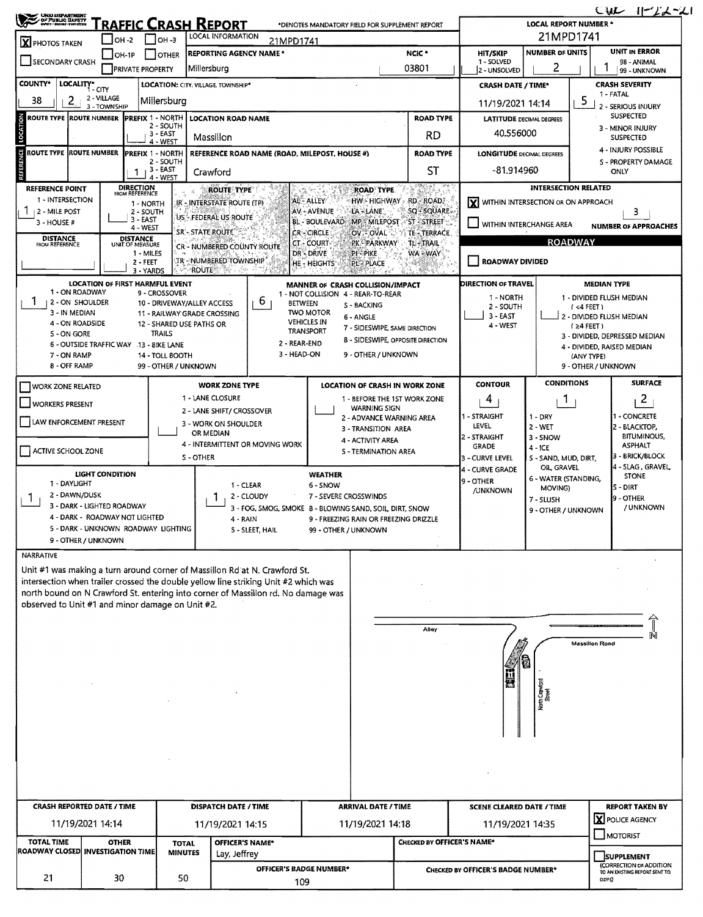CWL 11-22-21

# TRAFFIC CRASH REPORT

OHIO DEPARTMENT OF PUBLIC SAFETY

*DENOTES MANDATORY FIELD FOR SUPPLEMENT REPORT

| | |
|---|---|
| LOCAL REPORT NUMBER * | 21MPD1741 |
| LOCAL INFORMATION | 21MPD1741 |
| [X] PHOTOS TAKEN | [ ] OH-2 [ ] OH-3 [ ] OTHER [ ] OH-1P |
| [ ] SECONDARY CRASH | [ ] PRIVATE PROPERTY |
| REPORTING AGENCY NAME * | Millersburg |
| NCIC * | 03801 |
| HIT/SKIP (1 - SOLVED, 2 - UNSOLVED) | |
| NUMBER OF UNITS | 2 |
| UNIT IN ERROR (98 - ANIMAL, 99 - UNKNOWN) | 1 |
| COUNTY* | 38 |
| LOCALITY* (1 - CITY, 2 - VILLAGE, 3 - TOWNSHIP) | 2 |
| LOCATION: CITY, VILLAGE, TOWNSHIP* | Millersburg |
| CRASH DATE / TIME* | 11/19/2021 14:14 |
| CRASH SEVERITY (1 - FATAL, 2 - SERIOUS INJURY SUSPECTED, 3 - MINOR INJURY SUSPECTED, 4 - INJURY POSSIBLE, 5 - PROPERTY DAMAGE ONLY) | 5 |

## LOCATION

| ROUTE TYPE | ROUTE NUMBER | PREFIX (1 - NORTH, 2 - SOUTH, 3 - EAST, 4 - WEST) | LOCATION ROAD NAME | ROAD TYPE |
|---|---|---|---|---|
| | | | Massillon | RD |

LATITUDE DECIMAL DEGREES: 40.556000

## REFERENCE

| ROUTE TYPE | ROUTE NUMBER | PREFIX (1 - NORTH, 2 - SOUTH, 3 - EAST, 4 - WEST) | REFERENCE ROAD NAME (ROAD, MILEPOST, HOUSE #) | ROAD TYPE |
|---|---|---|---|---|
| | | 1 | Crawford | ST |

LONGITUDE DECIMAL DEGREES: -81.914960

REFERENCE POINT (1 - INTERSECTION, 2 - MILE POST, 3 - HOUSE #): 1

DIRECTION FROM REFERENCE (1 - NORTH, 2 - SOUTH, 3 - EAST, 4 - WEST):

DISTANCE FROM REFERENCE:

DISTANCE UNIT OF MEASURE (1 - MILES, 2 - FEET, 3 - YARDS):

ROUTE TYPE: IR - INTERSTATE ROUTE (TP), US - FEDERAL US ROUTE, SR - STATE ROUTE, CR - NUMBERED COUNTY ROUTE, TR - NUMBERED TOWNSHIP ROUTE

ROAD TYPE: AL - ALLEY, AV - AVENUE, BL - BOULEVARD, CR - CIRCLE, CT - COURT, DR - DRIVE, HE - HEIGHTS, HW - HIGHWAY, LA - LANE, MP - MILEPOST, OV - OVAL, PK - PARKWAY, PI - PIKE, PL - PLACE, RD - ROAD, SQ - SQUARE, ST - STREET, TE - TERRACE, TL - TRAIL, WA - WAY

## INTERSECTION RELATED

[X] WITHIN INTERSECTION OR ON APPROACH

[ ] WITHIN INTERCHANGE AREA

NUMBER OF APPROACHES: 3

## ROADWAY

[ ] ROADWAY DIVIDED

LOCATION OF FIRST HARMFUL EVENT: 1

1 - ON ROADWAY, 2 - ON SHOULDER, 3 - IN MEDIAN, 4 - ON ROADSIDE, 5 - ON GORE, 6 - OUTSIDE TRAFFIC WAY, 7 - ON RAMP, 8 - OFF RAMP, 9 - CROSSOVER, 10 - DRIVEWAY/ALLEY ACCESS, 11 - RAILWAY GRADE CROSSING, 12 - SHARED USE PATHS OR TRAILS, 13 - BIKE LANE, 14 - TOLL BOOTH, 99 - OTHER / UNKNOWN

MANNER OF CRASH COLLISION/IMPACT: 6

1 - NOT COLLISION BETWEEN TWO MOTOR VEHICLES IN TRANSPORT, 2 - REAR-END, 3 - HEAD-ON, 4 - REAR-TO-REAR, 5 - BACKING, 6 - ANGLE, 7 - SIDESWIPE, SAME DIRECTION, 8 - SIDESWIPE, OPPOSITE DIRECTION, 9 - OTHER / UNKNOWN

DIRECTION OF TRAVEL: (1 - NORTH, 2 - SOUTH, 3 - EAST, 4 - WEST)

MEDIAN TYPE: 1 - DIVIDED FLUSH MEDIAN (<4 FEET), 2 - DIVIDED FLUSH MEDIAN (≥4 FEET), 3 - DIVIDED, DEPRESSED MEDIAN, 4 - DIVIDED, RAISED MEDIAN (ANY TYPE), 9 - OTHER / UNKNOWN

[ ] WORK ZONE RELATED

[ ] WORKERS PRESENT

[ ] LAW ENFORCEMENT PRESENT

[ ] ACTIVE SCHOOL ZONE

WORK ZONE TYPE: 1 - LANE CLOSURE, 2 - LANE SHIFT/ CROSSOVER, 3 - WORK ON SHOULDER OR MEDIAN, 4 - INTERMITTENT OR MOVING WORK, 5 - OTHER

LOCATION OF CRASH IN WORK ZONE: 1 - BEFORE THE 1ST WORK ZONE WARNING SIGN, 2 - ADVANCE WARNING AREA, 3 - TRANSITION AREA, 4 - ACTIVITY AREA, 5 - TERMINATION AREA

CONTOUR: 4 (1 - STRAIGHT LEVEL, 2 - STRAIGHT GRADE, 3 - CURVE LEVEL, 4 - CURVE GRADE, 9 - OTHER /UNKNOWN)

CONDITIONS: 1 (1 - DRY, 2 - WET, 3 - SNOW, 4 - ICE, 5 - SAND, MUD, DIRT, OIL, GRAVEL, 6 - WATER (STANDING, MOVING), 7 - SLUSH, 9 - OTHER / UNKNOWN)

SURFACE: 2 (1 - CONCRETE, 2 - BLACKTOP, BITUMINOUS, ASPHALT, 3 - BRICK/BLOCK, 4 - SLAG, GRAVEL, STONE, 5 - DIRT, 9 - OTHER / UNKNOWN)

LIGHT CONDITION: 1 (1 - DAYLIGHT, 2 - DAWN/DUSK, 3 - DARK - LIGHTED ROADWAY, 4 - DARK - ROADWAY NOT LIGHTED, 5 - DARK - UNKNOWN ROADWAY LIGHTING, 9 - OTHER / UNKNOWN)

WEATHER: 1 (1 - CLEAR, 2 - CLOUDY, 3 - FOG, SMOG, SMOKE, 4 - RAIN, 5 - SLEET, HAIL, 6 - SNOW, 7 - SEVERE CROSSWINDS, 8 - BLOWING SAND, SOIL, DIRT, SNOW, 9 - FREEZING RAIN OR FREEZING DRIZZLE, 99 - OTHER / UNKNOWN)

## NARRATIVE

Unit #1 was making a turn around corner of Massillon Rd at N. Crawford St. intersection when trailer crossed the double yellow line striking Unit #2 which was north bound on N Crawford St. entering into corner of Massillon rd. No damage was observed to Unit #1 and minor damage on Unit #2.

Alley

Massillon Road

North Crawford Street

N

| CRASH REPORTED DATE / TIME | DISPATCH DATE / TIME | ARRIVAL DATE / TIME | SCENE CLEARED DATE / TIME | REPORT TAKEN BY |
|---|---|---|---|---|
| 11/19/2021 14:14 | 11/19/2021 14:15 | 11/19/2021 14:18 | 11/19/2021 14:35 | [X] POLICE AGENCY [ ] MOTORIST |

| TOTAL TIME ROADWAY CLOSED | OTHER INVESTIGATION TIME | TOTAL MINUTES | OFFICER'S NAME* | CHECKED BY OFFICER'S NAME* |
|---|---|---|---|---|
| 21 | 30 | 50 | Lay, Jeffrey | |
| | | | OFFICER'S BADGE NUMBER*: 109 | CHECKED BY OFFICER'S BADGE NUMBER* |

[ ] SUPPLEMENT (CORRECTION OR ADDITION TO AN EXISTING REPORT SENT TO ODPS)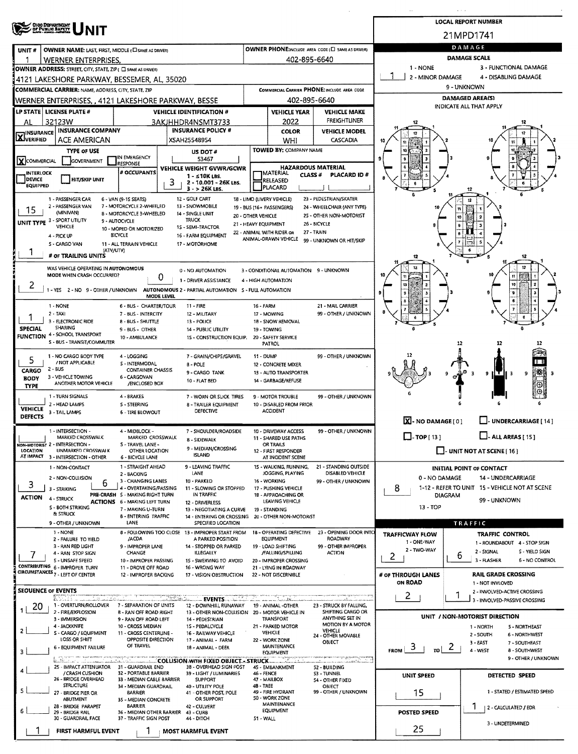# UNIT

**LOCAL REPORT NUMBER:** 21MPD1741

| UNIT # | OWNER NAME: LAST, FIRST, MIDDLE (☐ SAME AS DRIVER) | OWNER PHONE: INCLUDE AREA CODE (☐ SAME AS DRIVER) |
|---|---|---|
| 1 | WERNER ENTERPRISES, | 402-895-6640 |

**OWNER ADDRESS:** STREET, CITY, STATE, ZIP (☐ SAME AS DRIVER)
4121 LAKESHORE PARKWAY, BESSEMER, AL, 35020

**COMMERCIAL CARRIER:** NAME, ADDRESS, CITY, STATE, ZIP
WERNER ENTERPRISES, , 4121 LAKESHORE PARKWAY, BESSE

**COMMERCIAL CARRIER PHONE:** INCLUDE AREA CODE
402-895-6640

| LP STATE | LICENSE PLATE # | VEHICLE IDENTIFICATION # | VEHICLE YEAR | VEHICLE MAKE |
|---|---|---|---|---|
| AL | 32123W | 3AKJHHDR4NSMT3733 | 2022 | FREIGHTLINER |

| ☒ INSURANCE VERIFIED | INSURANCE COMPANY | INSURANCE POLICY # | COLOR | VEHICLE MODEL |
|---|---|---|---|---|
| | ACE AMERICAN | XSAH25548954 | WHI | CASCADIA |

**TYPE OF USE:** ☒ COMMERCIAL ☐ GOVERNMENT ☐ IN EMERGENCY RESPONSE

**US DOT #:** 53467

**TOWED BY:** COMPANY NAME

☐ INTERLOCK DEVICE EQUIPPED ☐ HIT/SKIP UNIT

**# OCCUPANTS:**

**VEHICLE WEIGHT GVWR/GCWR:** 3
1 - ≤10K LBS.
2 - 10.001 - 26K LBS.
3 - > 26K LBS.

**HAZARDOUS MATERIAL:** ☐ MATERIAL RELEASED ☐ PLACARD — CLASS # — PLACARD ID #

**UNIT TYPE:** 15
1 - PASSENGER CAR; 2 - PASSENGER VAN (MINIVAN); 3 - SPORT UTILITY VEHICLE; 4 - PICK UP; 5 - CARGO VAN (ATV/UTV); 6 - VAN (9-15 SEATS); 7 - MOTORCYCLE 2-WHEELED; 8 - MOTORCYCLE 3-WHEELED; 9 - AUTOCYCLE; 10 - MOPED OR MOTORIZED BICYCLE; 11 - ALL TERRAIN VEHICLE; 12 - GOLF CART; 13 - SNOWMOBILE; 14 - SINGLE UNIT TRUCK; 15 - SEMI-TRACTOR; 16 - FARM EQUIPMENT; 17 - MOTORHOME; 18 - LIMO (LIVERY VEHICLE); 19 - BUS (16+ PASSENGERS); 20 - OTHER VEHICLE; 21 - HEAVY EQUIPMENT; 22 - ANIMAL WITH RIDER OR ANIMAL-DRAWN VEHICLE; 23 - PEDESTRIAN/SKATER; 24 - WHEELCHAIR (ANY TYPE); 25 - OTHER NON-MOTORIST; 26 - BICYCLE; 27 - TRAIN; 99 - UNKNOWN OR HIT/SKIP

**# OF TRAILING UNITS:** 1

**WAS VEHICLE OPERATING IN AUTONOMOUS MODE WHEN CRASH OCCURRED?** 2
1 - YES 2 - NO 9 - OTHER / UNKNOWN

**AUTONOMOUS MODE LEVEL:** 0
0 - NO AUTOMATION; 1 - DRIVER ASSISTANCE; 2 - PARTIAL AUTOMATION; 3 - CONDITIONAL AUTOMATION; 4 - HIGH AUTOMATION; 5 - FULL AUTOMATION; 9 - UNKNOWN

**SPECIAL FUNCTION:** 1
1 - NONE; 2 - TAXI; 3 - ELECTRONIC RIDE SHARING; 4 - SCHOOL TRANSPORT; 5 - BUS - TRANSIT/COMMUTER; 6 - BUS - CHARTER/TOUR; 7 - BUS - INTERCITY; 8 - BUS - SHUTTLE; 9 - BUS - OTHER; 10 - AMBULANCE; 11 - FIRE; 12 - MILITARY; 13 - POLICE; 14 - PUBLIC UTILITY; 15 - CONSTRUCTION EQUIP.; 16 - FARM; 17 - MOWING; 18 - SNOW REMOVAL; 19 - TOWING; 20 - SAFETY SERVICE PATROL; 21 - MAIL CARRIER; 99 - OTHER / UNKNOWN

**CARGO BODY TYPE:** 5
1 - NO CARGO BODY TYPE / NOT APPLICABLE; 2 - BUS; 3 - VEHICLE TOWING ANOTHER MOTOR VEHICLE; 4 - LOGGING; 5 - INTERMODAL CONTAINER CHASSIS; 6 - CARGOVAN /ENCLOSED BOX; 7 - GRAIN/CHIPS/GRAVEL; 8 - POLE; 9 - CARGO TANK; 10 - FLAT BED; 11 - DUMP; 12 - CONCRETE MIXER; 13 - AUTO TRANSPORTER; 14 - GARBAGE/REFUSE; 99 - OTHER / UNKNOWN

**VEHICLE DEFECTS:**
1 - TURN SIGNALS; 2 - HEAD LAMPS; 3 - TAIL LAMPS; 4 - BRAKES; 5 - STEERING; 6 - TIRE BLOWOUT; 7 - WORN OR SLICK TIRES; 8 - TRAILER EQUIPMENT DEFECTIVE; 9 - MOTOR TROUBLE; 10 - DISABLED FROM PRIOR ACCIDENT; 99 - OTHER / UNKNOWN

**NON-MOTORIST LOCATION AT IMPACT:**
1 - INTERSECTION - MARKED CROSSWALK; 2 - INTERSECTION - UNMARKED CROSSWALK; 3 - INTERSECTION - OTHER; 4 - MIDBLOCK - MARKED CROSSWALK; 5 - TRAVEL LANE - OTHER LOCATION; 6 - BICYCLE LANE; 7 - SHOULDER/ROADSIDE; 8 - SIDEWALK; 9 - MEDIAN/CROSSING ISLAND; 10 - DRIVEWAY ACCESS; 11 - SHARED USE PATHS OR TRAILS; 12 - FIRST RESPONDER AT INCIDENT SCENE; 99 - OTHER / UNKNOWN

**ACTION:** 3
1 - NON-CONTACT; 2 - NON-COLLISION; 3 - STRIKING; 4 - STRUCK; 5 - BOTH STRIKING & STRUCK; 9 - OTHER / UNKNOWN

**PRE-CRASH ACTIONS:** 6
1 - STRAIGHT AHEAD; 2 - BACKING; 3 - CHANGING LANES; 4 - OVERTAKING/PASSING; 5 - MAKING RIGHT TURN; 6 - MAKING LEFT TURN; 7 - MAKING U-TURN; 8 - ENTERING TRAFFIC LANE; 9 - LEAVING TRAFFIC LANE; 10 - PARKED; 11 - SLOWING OR STOPPED IN TRAFFIC; 12 - DRIVERLESS; 13 - NEGOTIATING A CURVE; 14 - ENTERING OR CROSSING SPECIFIED LOCATION; 15 - WALKING, RUNNING, JOGGING, PLAYING; 16 - WORKING; 17 - PUSHING VEHICLE; 18 - APPROACHING OR LEAVING VEHICLE; 19 - STANDING; 20 - OTHER NON-MOTORIST; 21 - STANDING OUTSIDE DISABLED VEHICLE; 99 - OTHER / UNKNOWN

**CONTRIBUTING CIRCUMSTANCES:** 7
1 - NONE; 2 - FAILURE TO YIELD; 3 - RAN RED LIGHT; 4 - RAN STOP SIGN; 5 - UNSAFE SPEED; 6 - IMPROPER TURN; 7 - LEFT OF CENTER; 8 - FOLLOWING TOO CLOSE /ACDA; 9 - IMPROPER LANE CHANGE; 10 - IMPROPER PASSING; 11 - DROVE OFF ROAD; 12 - IMPROPER BACKING; 13 - IMPROPER START FROM A PARKED POSITION; 14 - STOPPED OR PARKED ILLEGALLY; 15 - SWERVING TO AVOID; 16 - WRONG WAY; 17 - VISION OBSTRUCTION; 18 - OPERATING DEFECTIVE EQUIPMENT; 19 - LOAD SHIFTING /FALLING/SPILLING; 20 - IMPROPER CROSSING; 21 - LYING IN ROADWAY; 22 - NOT DISCERNIBLE; 23 - OPENING DOOR INTO ROADWAY; 99 - OTHER IMPROPER ACTION

**SEQUENCE OF EVENTS:**
1: 20
2:
3:
4:
5:
6:

**EVENTS:** 1 - OVERTURN/ROLLOVER; 2 - FIRE/EXPLOSION; 3 - IMMERSION; 4 - JACKKNIFE; 5 - CARGO / EQUIPMENT LOSS OR SHIFT; 6 - EQUIPMENT FAILURE; 7 - SEPARATION OF UNITS; 8 - RAN OFF ROAD RIGHT; 9 - RAN OFF ROAD LEFT; 10 - CROSS MEDIAN; 11 - CROSS CENTERLINE - OPPOSITE DIRECTION OF TRAVEL; 12 - DOWNHILL RUNAWAY; 13 - OTHER NON-COLLISION; 14 - PEDESTRIAN; 15 - PEDALCYCLE; 16 - RAILWAY VEHICLE; 17 - ANIMAL - FARM; 18 - ANIMAL - DEER; 19 - ANIMAL -OTHER; 20 - MOTOR VEHICLE IN TRANSPORT; 21 - PARKED MOTOR VEHICLE; 22 - WORK ZONE MAINTENANCE EQUIPMENT; 23 - STRUCK BY FALLING, SHIFTING CARGO OR ANYTHING SET IN MOTION BY A MOTOR VEHICLE; 24 - OTHER MOVABLE OBJECT

**COLLISION WITH FIXED OBJECT - STRUCK:** 25 - IMPACT ATTENUATOR / CRASH CUSHION; 26 - BRIDGE OVERHEAD STRUCTURE; 27 - BRIDGE PIER OR ABUTMENT; 28 - BRIDGE PARAPET; 29 - BRIDGE RAIL; 30 - GUARDRAIL FACE; 31 - GUARDRAIL END; 32 - PORTABLE BARRIER; 33 - MEDIAN CABLE BARRIER; 34 - MEDIAN GUARDRAIL BARRIER; 35 - MEDIAN CONCRETE BARRIER; 36 - MEDIAN OTHER BARRIER; 37 - TRAFFIC SIGN POST; 38 - OVERHEAD SIGN POST; 39 - LIGHT / LUMINARIES SUPPORT; 40 - UTILITY POLE; 41 - OTHER POST, POLE OR SUPPORT; 42 - CULVERT; 43 - CURB; 44 - DITCH; 45 - EMBANKMENT; 46 - FENCE; 47 - MAILBOX; 48 - TREE; 49 - FIRE HYDRANT; 50 - WORK ZONE MAINTENANCE EQUIPMENT; 51 - WALL; 52 - BUILDING; 53 - TUNNEL; 54 - OTHER FIXED OBJECT; 99 - OTHER / UNKNOWN

**FIRST HARMFUL EVENT:** 1 **MOST HARMFUL EVENT:** 1

## DAMAGE

**DAMAGE SCALE:** 1
1 - NONE; 2 - MINOR DAMAGE; 3 - FUNCTIONAL DAMAGE; 4 - DISABLING DAMAGE; 9 - UNKNOWN

**DAMAGED AREA(S)** INDICATE ALL THAT APPLY

☒ - NO DAMAGE [ 0 ] ☐ - UNDERCARRIAGE [ 14 ]
☐ - TOP [ 13 ] ☐ - ALL AREAS [ 15 ]
☐ - UNIT NOT AT SCENE [ 16 ]

**INITIAL POINT OF CONTACT:** 8
0 - NO DAMAGE; 1-12 - REFER TO UNIT DIAGRAM; 13 - TOP; 14 - UNDERCARRIAGE; 15 - VEHICLE NOT AT SCENE; 99 - UNKNOWN

## TRAFFIC

**TRAFFICWAY FLOW:** 2
1 - ONE-WAY; 2 - TWO-WAY

**TRAFFIC CONTROL:** 6
1 - ROUNDABOUT; 2 - SIGNAL; 3 - FLASHER; 4 - STOP SIGN; 5 - YIELD SIGN; 6 - NO CONTROL

**# OF THROUGH LANES ON ROAD:** 2

**RAIL GRADE CROSSING:** 1
1 - NOT INVOLVED; 2 - INVOLVED-ACTIVE CROSSING; 3 - INVOLVED-PASSIVE CROSSING

**UNIT / NON-MOTORIST DIRECTION:** FROM 3 TO 2
1 - NORTH; 2 - SOUTH; 3 - EAST; 4 - WEST; 5 - NORTHEAST; 6 - NORTHWEST; 7 - SOUTHEAST; 8 - SOUTHWEST; 9 - OTHER / UNKNOWN

**UNIT SPEED:** 15

**POSTED SPEED:** 25

**DETECTED SPEED:** 1
1 - STATED / ESTIMATED SPEED; 2 - CALCULATED / EDR; 3 - UNDETERMINED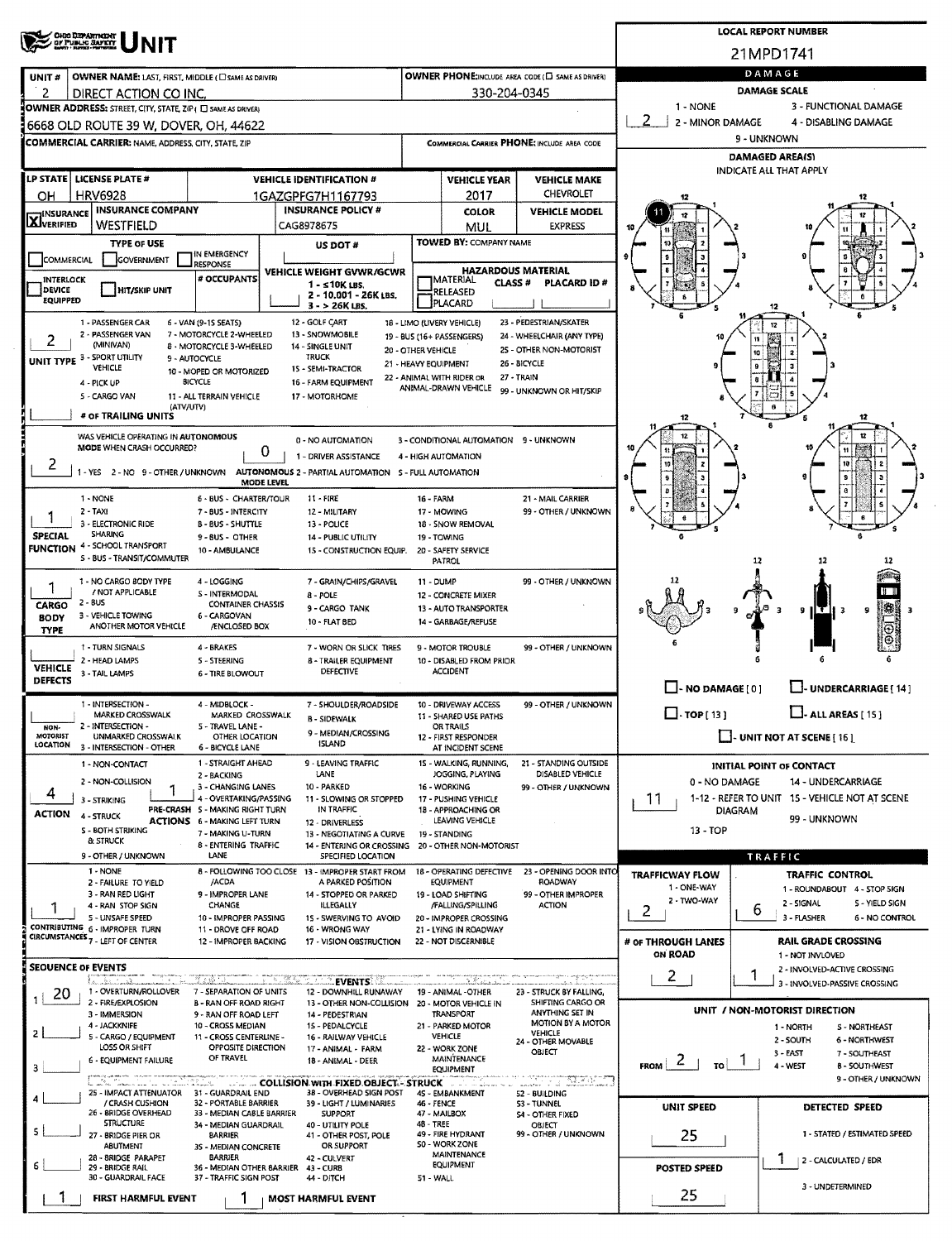# OHIO DEPARTMENT OF PUBLIC SAFETY — UNIT

**LOCAL REPORT NUMBER:** 21MPD1741

| UNIT # | OWNER NAME: LAST, FIRST, MIDDLE (☐ SAME AS DRIVER) | OWNER PHONE: INCLUDE AREA CODE (☐ SAME AS DRIVER) |
|---|---|---|
| 2 | DIRECT ACTION CO INC, | 330-204-0345 |

**OWNER ADDRESS:** STREET, CITY, STATE, ZIP (☐ SAME AS DRIVER)
6668 OLD ROUTE 39 W, DOVER, OH, 44622

**COMMERCIAL CARRIER:** NAME, ADDRESS, CITY, STATE, ZIP

**COMMERCIAL CARRIER PHONE:** INCLUDE AREA CODE

## DAMAGE

**DAMAGE SCALE:** 2
1 - NONE; 2 - MINOR DAMAGE; 3 - FUNCTIONAL DAMAGE; 4 - DISABLING DAMAGE; 9 - UNKNOWN

**DAMAGED AREA(S)** — INDICATE ALL THAT APPLY: 11

☐ - NO DAMAGE [0] ☐ - UNDERCARRIAGE [14] ☐ - TOP [13] ☐ - ALL AREAS [15] ☐ - UNIT NOT AT SCENE [16]

| LP STATE | LICENSE PLATE # | VEHICLE IDENTIFICATION # | VEHICLE YEAR | VEHICLE MAKE |
|---|---|---|---|---|
| OH | HRV6928 | 1GAZGPFG7H1167793 | 2017 | CHEVROLET |

| ☒ INSURANCE VERIFIED | INSURANCE COMPANY | INSURANCE POLICY # | COLOR | VEHICLE MODEL |
|---|---|---|---|---|
| | WESTFIELD | CAG8978675 | MUL | EXPRESS |

**TYPE OF USE:** ☐ COMMERCIAL ☐ GOVERNMENT ☐ IN EMERGENCY RESPONSE

**US DOT #:**

**TOWED BY:** COMPANY NAME

☐ INTERLOCK DEVICE EQUIPPED ☐ HIT/SKIP UNIT

**# OCCUPANTS:**

**VEHICLE WEIGHT GVWR/GCWR:** 1 - ≤10K LBS. 2 - 10.001 - 26K LBS. 3 - > 26K LBS.

**HAZARDOUS MATERIAL:** ☐ MATERIAL RELEASED ☐ PLACARD CLASS # PLACARD ID #

**UNIT TYPE:** 2
1 - PASSENGER CAR; 2 - PASSENGER VAN (MINIVAN); 3 - SPORT UTILITY VEHICLE; 4 - PICK UP; 5 - CARGO VAN; 6 - VAN (9-15 SEATS); 7 - MOTORCYCLE 2-WHEELED; 8 - MOTORCYCLE 3-WHEELED; 9 - AUTOCYCLE; 10 - MOPED OR MOTORIZED BICYCLE; 11 - ALL TERRAIN VEHICLE (ATV/UTV); 12 - GOLF CART; 13 - SNOWMOBILE; 14 - SINGLE UNIT TRUCK; 15 - SEMI-TRACTOR; 16 - FARM EQUIPMENT; 17 - MOTORHOME; 18 - LIMO (LIVERY VEHICLE); 19 - BUS (16+ PASSENGERS); 20 - OTHER VEHICLE; 21 - HEAVY EQUIPMENT; 22 - ANIMAL WITH RIDER OR ANIMAL-DRAWN VEHICLE; 23 - PEDESTRIAN/SKATER; 24 - WHEELCHAIR (ANY TYPE); 25 - OTHER NON-MOTORIST; 26 - BICYCLE; 27 - TRAIN; 99 - UNKNOWN OR HIT/SKIP

**# OF TRAILING UNITS:**

**WAS VEHICLE OPERATING IN AUTONOMOUS MODE WHEN CRASH OCCURRED?** 2
1 - YES 2 - NO 9 - OTHER / UNKNOWN

**AUTONOMOUS MODE LEVEL:** 0
0 - NO AUTOMATION; 1 - DRIVER ASSISTANCE; 2 - PARTIAL AUTOMATION; 3 - CONDITIONAL AUTOMATION; 4 - HIGH AUTOMATION; 5 - FULL AUTOMATION; 9 - UNKNOWN

**SPECIAL FUNCTION:** 1
1 - NONE; 2 - TAXI; 3 - ELECTRONIC RIDE SHARING; 4 - SCHOOL TRANSPORT; 5 - BUS - TRANSIT/COMMUTER; 6 - BUS - CHARTER/TOUR; 7 - BUS - INTERCITY; 8 - BUS - SHUTTLE; 9 - BUS - OTHER; 10 - AMBULANCE; 11 - FIRE; 12 - MILITARY; 13 - POLICE; 14 - PUBLIC UTILITY; 15 - CONSTRUCTION EQUIP.; 16 - FARM; 17 - MOWING; 18 - SNOW REMOVAL; 19 - TOWING; 20 - SAFETY SERVICE PATROL; 21 - MAIL CARRIER; 99 - OTHER / UNKNOWN

**CARGO BODY TYPE:** 1
1 - NO CARGO BODY TYPE / NOT APPLICABLE; 2 - BUS; 3 - VEHICLE TOWING ANOTHER MOTOR VEHICLE; 4 - LOGGING; 5 - INTERMODAL CONTAINER CHASSIS; 6 - CARGOVAN /ENCLOSED BOX; 7 - GRAIN/CHIPS/GRAVEL; 8 - POLE; 9 - CARGO TANK; 10 - FLAT BED; 11 - DUMP; 12 - CONCRETE MIXER; 13 - AUTO TRANSPORTER; 14 - GARBAGE/REFUSE; 99 - OTHER / UNKNOWN

**VEHICLE DEFECTS:**
1 - TURN SIGNALS; 2 - HEAD LAMPS; 3 - TAIL LAMPS; 4 - BRAKES; 5 - STEERING; 6 - TIRE BLOWOUT; 7 - WORN OR SLICK TIRES; 8 - TRAILER EQUIPMENT DEFECTIVE; 9 - MOTOR TROUBLE; 10 - DISABLED FROM PRIOR ACCIDENT; 99 - OTHER / UNKNOWN

**NON-MOTORIST LOCATION:**
1 - INTERSECTION - MARKED CROSSWALK; 2 - INTERSECTION - UNMARKED CROSSWALK; 3 - INTERSECTION - OTHER; 4 - MIDBLOCK - MARKED CROSSWALK; 5 - TRAVEL LANE - OTHER LOCATION; 6 - BICYCLE LANE; 7 - SHOULDER/ROADSIDE; 8 - SIDEWALK; 9 - MEDIAN/CROSSING ISLAND; 10 - DRIVEWAY ACCESS; 11 - SHARED USE PATHS OR TRAILS; 12 - FIRST RESPONDER AT INCIDENT SCENE; 99 - OTHER / UNKNOWN

**ACTION:** 4
1 - NON-CONTACT; 2 - NON-COLLISION; 3 - STRIKING; 4 - STRUCK; 5 - BOTH STRIKING & STRUCK; 9 - OTHER / UNKNOWN

**PRE-CRASH ACTIONS:** 1
1 - STRAIGHT AHEAD; 2 - BACKING; 3 - CHANGING LANES; 4 - OVERTAKING/PASSING; 5 - MAKING RIGHT TURN; 6 - MAKING LEFT TURN; 7 - MAKING U-TURN; 8 - ENTERING TRAFFIC LANE; 9 - LEAVING TRAFFIC LANE; 10 - PARKED; 11 - SLOWING OR STOPPED IN TRAFFIC; 12 - DRIVERLESS; 13 - NEGOTIATING A CURVE; 14 - ENTERING OR CROSSING SPECIFIED LOCATION; 15 - WALKING, RUNNING, JOGGING, PLAYING; 16 - WORKING; 17 - PUSHING VEHICLE; 18 - APPROACHING OR LEAVING VEHICLE; 19 - STANDING; 20 - OTHER NON-MOTORIST; 21 - STANDING OUTSIDE DISABLED VEHICLE; 99 - OTHER / UNKNOWN

**CONTRIBUTING CIRCUMSTANCES:** 1
1 - NONE; 2 - FAILURE TO YIELD; 3 - RAN RED LIGHT; 4 - RAN STOP SIGN; 5 - UNSAFE SPEED; 6 - IMPROPER TURN; 7 - LEFT OF CENTER; 8 - FOLLOWING TOO CLOSE /ACDA; 9 - IMPROPER LANE CHANGE; 10 - IMPROPER PASSING; 11 - DROVE OFF ROAD; 12 - IMPROPER BACKING; 13 - IMPROPER START FROM A PARKED POSITION; 14 - STOPPED OR PARKED ILLEGALLY; 15 - SWERVING TO AVOID; 16 - WRONG WAY; 17 - VISION OBSTRUCTION; 18 - OPERATING DEFECTIVE EQUIPMENT; 19 - LOAD SHIFTING /FALLING/SPILLING; 20 - IMPROPER CROSSING; 21 - LYING IN ROADWAY; 22 - NOT DISCERNIBLE; 23 - OPENING DOOR INTO ROADWAY; 99 - OTHER IMPROPER ACTION

## SEQUENCE OF EVENTS

1: 20
2:
3:
4:
5:
6:

**EVENTS:**
1 - OVERTURN/ROLLOVER; 2 - FIRE/EXPLOSION; 3 - IMMERSION; 4 - JACKKNIFE; 5 - CARGO / EQUIPMENT LOSS OR SHIFT; 6 - EQUIPMENT FAILURE; 7 - SEPARATION OF UNITS; 8 - RAN OFF ROAD RIGHT; 9 - RAN OFF ROAD LEFT; 10 - CROSS MEDIAN; 11 - CROSS CENTERLINE - OPPOSITE DIRECTION OF TRAVEL; 12 - DOWNHILL RUNAWAY; 13 - OTHER NON-COLLISION; 14 - PEDESTRIAN; 15 - PEDALCYCLE; 16 - RAILWAY VEHICLE; 17 - ANIMAL - FARM; 18 - ANIMAL - DEER; 19 - ANIMAL -OTHER; 20 - MOTOR VEHICLE IN TRANSPORT; 21 - PARKED MOTOR VEHICLE; 22 - WORK ZONE MAINTENANCE EQUIPMENT; 23 - STRUCK BY FALLING, SHIFTING CARGO OR ANYTHING SET IN MOTION BY A MOTOR VEHICLE; 24 - OTHER MOVABLE OBJECT

**COLLISION WITH FIXED OBJECT - STRUCK:**
25 - IMPACT ATTENUATOR / CRASH CUSHION; 26 - BRIDGE OVERHEAD STRUCTURE; 27 - BRIDGE PIER OR ABUTMENT; 28 - BRIDGE PARAPET; 29 - BRIDGE RAIL; 30 - GUARDRAIL FACE; 31 - GUARDRAIL END; 32 - PORTABLE BARRIER; 33 - MEDIAN CABLE BARRIER; 34 - MEDIAN GUARDRAIL BARRIER; 35 - MEDIAN CONCRETE BARRIER; 36 - MEDIAN OTHER BARRIER; 37 - TRAFFIC SIGN POST; 38 - OVERHEAD SIGN POST; 39 - LIGHT / LUMINARIES SUPPORT; 40 - UTILITY POLE; 41 - OTHER POST, POLE OR SUPPORT; 42 - CULVERT; 43 - CURB; 44 - DITCH; 45 - EMBANKMENT; 46 - FENCE; 47 - MAILBOX; 48 - TREE; 49 - FIRE HYDRANT; 50 - WORK ZONE MAINTENANCE EQUIPMENT; 51 - WALL; 52 - BUILDING; 53 - TUNNEL; 54 - OTHER FIXED OBJECT; 99 - OTHER / UNKNOWN

**FIRST HARMFUL EVENT:** 1 **MOST HARMFUL EVENT:** 1

**INITIAL POINT OF CONTACT:** 11
0 - NO DAMAGE; 1-12 - REFER TO UNIT DIAGRAM; 13 - TOP; 14 - UNDERCARRIAGE; 15 - VEHICLE NOT AT SCENE; 99 - UNKNOWN

## TRAFFIC

**TRAFFICWAY FLOW:** 2
1 - ONE-WAY; 2 - TWO-WAY

**TRAFFIC CONTROL:** 6
1 - ROUNDABOUT; 2 - SIGNAL; 3 - FLASHER; 4 - STOP SIGN; 5 - YIELD SIGN; 6 - NO CONTROL

**# OF THROUGH LANES ON ROAD:** 2

**RAIL GRADE CROSSING:** 1
1 - NOT INVOLVED; 2 - INVOLVED-ACTIVE CROSSING; 3 - INVOLVED-PASSIVE CROSSING

**UNIT / NON-MOTORIST DIRECTION:** FROM 2 TO 1
1 - NORTH; 2 - SOUTH; 3 - EAST; 4 - WEST; 5 - NORTHEAST; 6 - NORTHWEST; 7 - SOUTHEAST; 8 - SOUTHWEST; 9 - OTHER / UNKNOWN

**UNIT SPEED:** 25

**POSTED SPEED:** 25

**DETECTED SPEED:** 1
1 - STATED / ESTIMATED SPEED; 2 - CALCULATED / EDR; 3 - UNDETERMINED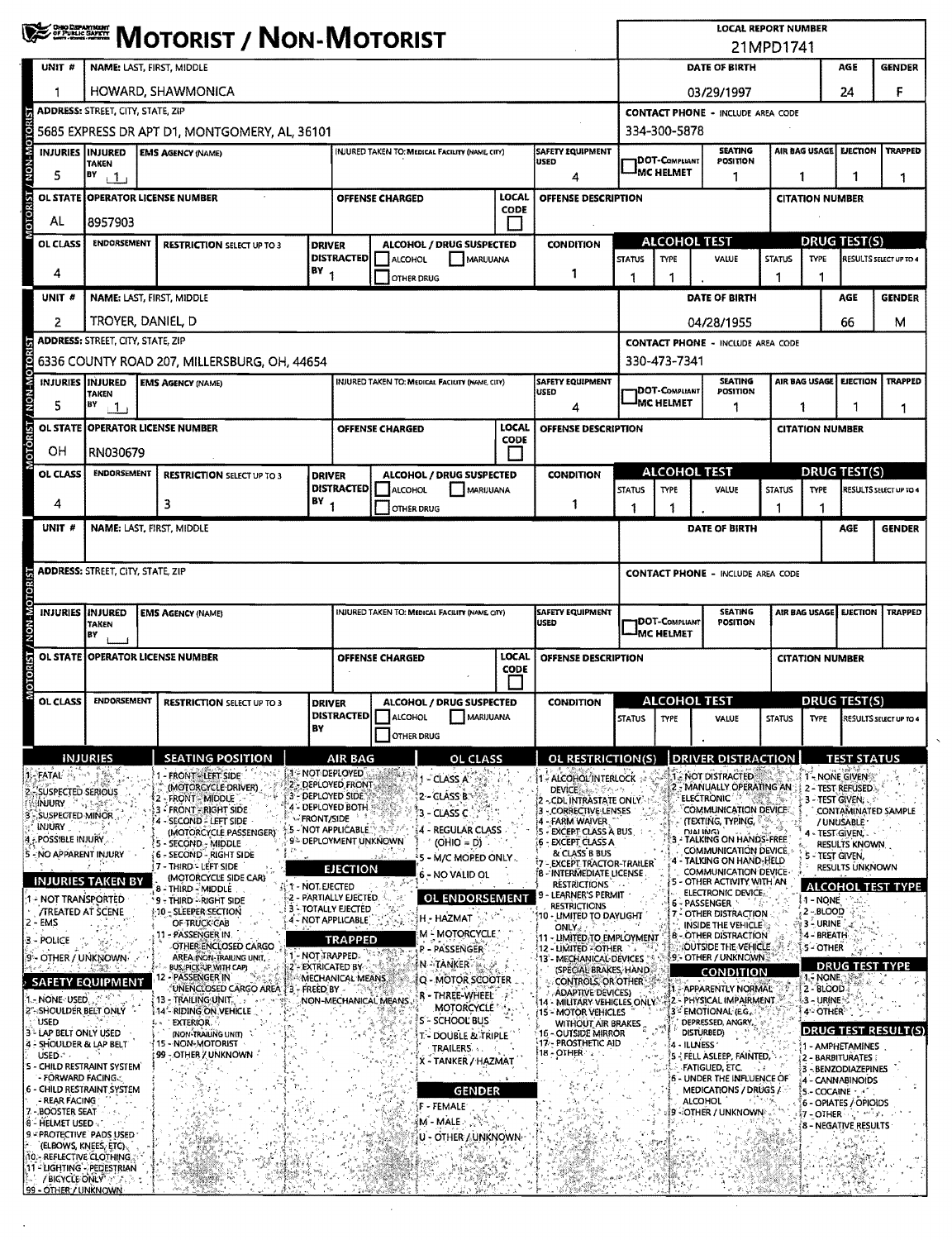# MOTORIST / NON-MOTORIST

**LOCAL REPORT NUMBER:** 21MPD1741

## Unit 1

| UNIT # | NAME: LAST, FIRST, MIDDLE | DATE OF BIRTH | AGE | GENDER |
|---|---|---|---|---|
| 1 | HOWARD, SHAWMONICA | 03/29/1997 | 24 | F |

| ADDRESS: STREET, CITY, STATE, ZIP | CONTACT PHONE - INCLUDE AREA CODE |
|---|---|
| 5685 EXPRESS DR APT D1, MONTGOMERY, AL, 36101 | 334-300-5878 |

| INJURIES | INJURED TAKEN BY | EMS AGENCY (NAME) | INJURED TAKEN TO: MEDICAL FACILITY (NAME, CITY) | SAFETY EQUIPMENT USED | DOT-COMPLIANT MC HELMET | SEATING POSITION | AIR BAG USAGE | EJECTION | TRAPPED |
|---|---|---|---|---|---|---|---|---|---|
| 5 | 1 | | | 4 | | 1 | 1 | 1 | 1 |

| OL STATE | OPERATOR LICENSE NUMBER | OFFENSE CHARGED | LOCAL CODE | OFFENSE DESCRIPTION | CITATION NUMBER |
|---|---|---|---|---|---|
| AL | 8957903 | | | | |

| OL CLASS | ENDORSEMENT | RESTRICTION SELECT UP TO 3 | DRIVER DISTRACTED BY | ALCOHOL / DRUG SUSPECTED | CONDITION | ALCOHOL TEST STATUS | ALCOHOL TEST TYPE | ALCOHOL TEST VALUE | DRUG TEST STATUS | DRUG TEST TYPE | RESULTS SELECT UP TO 4 |
|---|---|---|---|---|---|---|---|---|---|---|---|
| 4 | | | 1 | ☐ ALCOHOL ☐ MARIJUANA ☐ OTHER DRUG | 1 | 1 | 1 | . | 1 | 1 | |

## Unit 2

| UNIT # | NAME: LAST, FIRST, MIDDLE | DATE OF BIRTH | AGE | GENDER |
|---|---|---|---|---|
| 2 | TROYER, DANIEL, D | 04/28/1955 | 66 | M |

| ADDRESS: STREET, CITY, STATE, ZIP | CONTACT PHONE - INCLUDE AREA CODE |
|---|---|
| 6336 COUNTY ROAD 207, MILLERSBURG, OH, 44654 | 330-473-7341 |

| INJURIES | INJURED TAKEN BY | EMS AGENCY (NAME) | INJURED TAKEN TO: MEDICAL FACILITY (NAME, CITY) | SAFETY EQUIPMENT USED | DOT-COMPLIANT MC HELMET | SEATING POSITION | AIR BAG USAGE | EJECTION | TRAPPED |
|---|---|---|---|---|---|---|---|---|---|
| 5 | 1 | | | 4 | | 1 | 1 | 1 | 1 |

| OL STATE | OPERATOR LICENSE NUMBER | OFFENSE CHARGED | LOCAL CODE | OFFENSE DESCRIPTION | CITATION NUMBER |
|---|---|---|---|---|---|
| OH | RN030679 | | | | |

| OL CLASS | ENDORSEMENT | RESTRICTION SELECT UP TO 3 | DRIVER DISTRACTED BY | ALCOHOL / DRUG SUSPECTED | CONDITION | ALCOHOL TEST STATUS | ALCOHOL TEST TYPE | ALCOHOL TEST VALUE | DRUG TEST STATUS | DRUG TEST TYPE | RESULTS SELECT UP TO 4 |
|---|---|---|---|---|---|---|---|---|---|---|---|
| 4 | | 3 | 1 | ☐ ALCOHOL ☐ MARIJUANA ☐ OTHER DRUG | 1 | 1 | 1 | . | 1 | 1 | |

## Unit (blank)

| UNIT # | NAME: LAST, FIRST, MIDDLE | DATE OF BIRTH | AGE | GENDER |
|---|---|---|---|---|
| | | | | |

| ADDRESS: STREET, CITY, STATE, ZIP | CONTACT PHONE - INCLUDE AREA CODE |
|---|---|
| | |

| INJURIES | INJURED TAKEN BY | EMS AGENCY (NAME) | INJURED TAKEN TO: MEDICAL FACILITY (NAME, CITY) | SAFETY EQUIPMENT USED | DOT-COMPLIANT MC HELMET | SEATING POSITION | AIR BAG USAGE | EJECTION | TRAPPED |
|---|---|---|---|---|---|---|---|---|---|
| | | | | | | | | | |

| OL STATE | OPERATOR LICENSE NUMBER | OFFENSE CHARGED | LOCAL CODE | OFFENSE DESCRIPTION | CITATION NUMBER |
|---|---|---|---|---|---|
| | | | | | |

| OL CLASS | ENDORSEMENT | RESTRICTION SELECT UP TO 3 | DRIVER DISTRACTED BY | ALCOHOL / DRUG SUSPECTED | CONDITION | ALCOHOL TEST STATUS | ALCOHOL TEST TYPE | ALCOHOL TEST VALUE | DRUG TEST STATUS | DRUG TEST TYPE | RESULTS SELECT UP TO 4 |
|---|---|---|---|---|---|---|---|---|---|---|---|
| | | | | ☐ ALCOHOL ☐ MARIJUANA ☐ OTHER DRUG | | | | . | | | |

## Codes

**INJURIES**
1 - FATAL
2 - SUSPECTED SERIOUS INJURY
3 - SUSPECTED MINOR INJURY
4 - POSSIBLE INJURY
5 - NO APPARENT INJURY

**INJURIES TAKEN BY**
1 - NOT TRANSPORTED /TREATED AT SCENE
2 - EMS
3 - POLICE
9 - OTHER / UNKNOWN

**SAFETY EQUIPMENT**
1 - NONE USED
2 - SHOULDER BELT ONLY USED
3 - LAP BELT ONLY USED
4 - SHOULDER & LAP BELT USED
5 - CHILD RESTRAINT SYSTEM - FORWARD FACING
6 - CHILD RESTRAINT SYSTEM - REAR FACING
7 - BOOSTER SEAT
8 - HELMET USED
9 - PROTECTIVE PADS USED (ELBOWS, KNEES, ETC)
10 - REFLECTIVE CLOTHING
11 - LIGHTING - PEDESTRIAN / BICYCLE ONLY
99 - OTHER / UNKNOWN

**SEATING POSITION**
1 - FRONT - LEFT SIDE (MOTORCYCLE DRIVER)
2 - FRONT - MIDDLE
3 - FRONT - RIGHT SIDE
4 - SECOND - LEFT SIDE (MOTORCYCLE PASSENGER)
5 - SECOND - MIDDLE
6 - SECOND - RIGHT SIDE
7 - THIRD - LEFT SIDE (MOTORCYCLE SIDE CAR)
8 - THIRD - MIDDLE
9 - THIRD - RIGHT SIDE
10 - SLEEPER SECTION OF TRUCK CAB
11 - PASSENGER IN OTHER ENCLOSED CARGO AREA (NON-TRAILING UNIT, BUS, PICK-UP WITH CAP)
12 - PASSENGER IN UNENCLOSED CARGO AREA
13 - TRAILING UNIT
14 - RIDING ON VEHICLE EXTERIOR (NON-TRAILING UNIT)
15 - NON-MOTORIST
99 - OTHER / UNKNOWN

**AIR BAG**
1 - NOT DEPLOYED
2 - DEPLOYED FRONT
3 - DEPLOYED SIDE
4 - DEPLOYED BOTH FRONT/SIDE
5 - NOT APPLICABLE
9 - DEPLOYMENT UNKNOWN

**EJECTION**
1 - NOT EJECTED
2 - PARTIALLY EJECTED
3 - TOTALLY EJECTED
4 - NOT APPLICABLE

**TRAPPED**
1 - NOT TRAPPED
2 - EXTRICATED BY MECHANICAL MEANS
3 - FREED BY NON-MECHANICAL MEANS

**OL CLASS**
1 - CLASS A
2 - CLASS B
3 - CLASS C
4 - REGULAR CLASS (OHIO = D)
5 - M/C MOPED ONLY
6 - NO VALID OL

**OL ENDORSEMENT**
H - HAZMAT
M - MOTORCYCLE
P - PASSENGER
N - TANKER
Q - MOTOR SCOOTER
R - THREE-WHEEL MOTORCYCLE
S - SCHOOL BUS
T - DOUBLE & TRIPLE TRAILERS
X - TANKER / HAZMAT

**GENDER**
F - FEMALE
M - MALE
U - OTHER / UNKNOWN

**OL RESTRICTION(S)**
1 - ALCOHOL INTERLOCK DEVICE
2 - CDL INTRASTATE ONLY
3 - CORRECTIVE LENSES
4 - FARM WAIVER
5 - EXCEPT CLASS A BUS
6 - EXCEPT CLASS A & CLASS B BUS
7 - EXCEPT TRACTOR-TRAILER
8 - INTERMEDIATE LICENSE RESTRICTIONS
9 - LEARNER'S PERMIT RESTRICTIONS
10 - LIMITED TO DAYLIGHT ONLY
11 - LIMITED TO EMPLOYMENT
12 - LIMITED - OTHER
13 - MECHANICAL DEVICES (SPECIAL BRAKES, HAND CONTROLS, OR OTHER ADAPTIVE DEVICES)
14 - MILITARY VEHICLES ONLY
15 - MOTOR VEHICLES WITHOUT AIR BRAKES
16 - OUTSIDE MIRROR
17 - PROSTHETIC AID
18 - OTHER

**DRIVER DISTRACTION**
1 - NOT DISTRACTED
2 - MANUALLY OPERATING AN ELECTRONIC COMMUNICATION DEVICE (TEXTING, TYPING, DIALING)
3 - TALKING ON HANDS-FREE COMMUNICATION DEVICE
4 - TALKING ON HAND-HELD COMMUNICATION DEVICE
5 - OTHER ACTIVITY WITH AN ELECTRONIC DEVICE
6 - PASSENGER
7 - OTHER DISTRACTION INSIDE THE VEHICLE
8 - OTHER DISTRACTION OUTSIDE THE VEHICLE
9 - OTHER / UNKNOWN

**CONDITION**
1 - APPARENTLY NORMAL
2 - PHYSICAL IMPAIRMENT
3 - EMOTIONAL (E.G., DEPRESSED, ANGRY, DISTURBED)
4 - ILLNESS
5 - FELL ASLEEP, FAINTED, FATIGUED, ETC.
6 - UNDER THE INFLUENCE OF MEDICATIONS / DRUGS / ALCOHOL
9 - OTHER / UNKNOWN

**TEST STATUS**
1 - NONE GIVEN
2 - TEST REFUSED
3 - TEST GIVEN, CONTAMINATED SAMPLE / UNUSABLE
4 - TEST GIVEN, RESULTS KNOWN
5 - TEST GIVEN, RESULTS UNKNOWN

**ALCOHOL TEST TYPE**
1 - NONE
2 - BLOOD
3 - URINE
4 - BREATH
5 - OTHER

**DRUG TEST TYPE**
1 - NONE
2 - BLOOD
3 - URINE
4 - OTHER

**DRUG TEST RESULT(S)**
1 - AMPHETAMINES
2 - BARBITURATES
3 - BENZODIAZEPINES
4 - CANNABINOIDS
5 - COCAINE
6 - OPIATES / OPIOIDS
7 - OTHER
8 - NEGATIVE RESULTS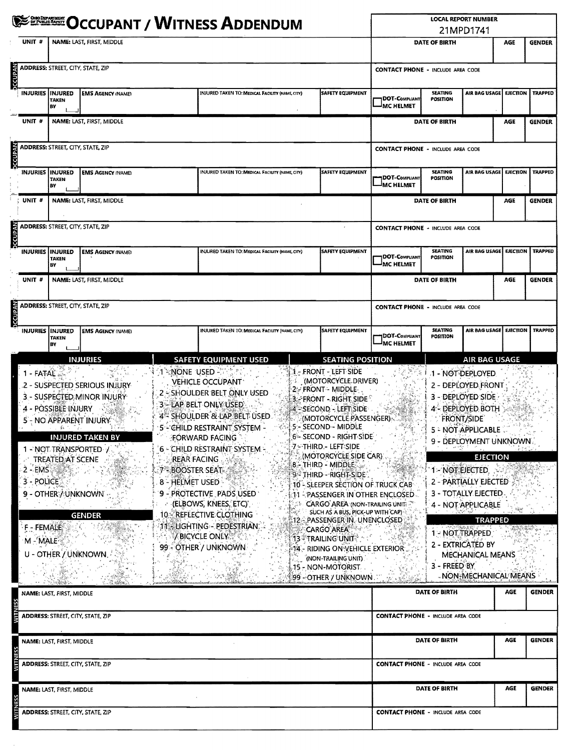# OCCUPANT / WITNESS ADDENDUM

Ohio Department of Public Safety

| LOCAL REPORT NUMBER |
|---|
| 21MPD1741 |

## OCCUPANT

| UNIT # | NAME: LAST, FIRST, MIDDLE | DATE OF BIRTH | AGE | GENDER |
|---|---|---|---|---|
| | | | | |

| ADDRESS: STREET, CITY, STATE, ZIP | CONTACT PHONE - INCLUDE AREA CODE |
|---|---|
| | |

| INJURIES | INJURED TAKEN BY | EMS AGENCY (NAME) | INJURED TAKEN TO: MEDICAL FACILITY (NAME, CITY) | SAFETY EQUIPMENT | DOT-COMPLIANT MC HELMET | SEATING POSITION | AIR BAG USAGE | EJECTION | TRAPPED |
|---|---|---|---|---|---|---|---|---|---|
| | | | | | | | | | |

## OCCUPANT

| UNIT # | NAME: LAST, FIRST, MIDDLE | DATE OF BIRTH | AGE | GENDER |
|---|---|---|---|---|
| | | | | |

| ADDRESS: STREET, CITY, STATE, ZIP | CONTACT PHONE - INCLUDE AREA CODE |
|---|---|
| | |

| INJURIES | INJURED TAKEN BY | EMS AGENCY (NAME) | INJURED TAKEN TO: MEDICAL FACILITY (NAME, CITY) | SAFETY EQUIPMENT | DOT-COMPLIANT MC HELMET | SEATING POSITION | AIR BAG USAGE | EJECTION | TRAPPED |
|---|---|---|---|---|---|---|---|---|---|
| | | | | | | | | | |

## OCCUPANT

| UNIT # | NAME: LAST, FIRST, MIDDLE | DATE OF BIRTH | AGE | GENDER |
|---|---|---|---|---|
| | | | | |

| ADDRESS: STREET, CITY, STATE, ZIP | CONTACT PHONE - INCLUDE AREA CODE |
|---|---|
| | |

| INJURIES | INJURED TAKEN BY | EMS AGENCY (NAME) | INJURED TAKEN TO: MEDICAL FACILITY (NAME, CITY) | SAFETY EQUIPMENT | DOT-COMPLIANT MC HELMET | SEATING POSITION | AIR BAG USAGE | EJECTION | TRAPPED |
|---|---|---|---|---|---|---|---|---|---|
| | | | | | | | | | |

## OCCUPANT

| UNIT # | NAME: LAST, FIRST, MIDDLE | DATE OF BIRTH | AGE | GENDER |
|---|---|---|---|---|
| | | | | |

| ADDRESS: STREET, CITY, STATE, ZIP | CONTACT PHONE - INCLUDE AREA CODE |
|---|---|
| | |

| INJURIES | INJURED TAKEN BY | EMS AGENCY (NAME) | INJURED TAKEN TO: MEDICAL FACILITY (NAME, CITY) | SAFETY EQUIPMENT | DOT-COMPLIANT MC HELMET | SEATING POSITION | AIR BAG USAGE | EJECTION | TRAPPED |
|---|---|---|---|---|---|---|---|---|---|
| | | | | | | | | | |

### INJURIES
1 - FATAL
2 - SUSPECTED SERIOUS INJURY
3 - SUSPECTED MINOR INJURY
4 - POSSIBLE INJURY
5 - NO APPARENT INJURY

### INJURED TAKEN BY
1 - NOT TRANSPORTED / TREATED AT SCENE
2 - EMS
3 - POLICE
9 - OTHER / UNKNOWN

### GENDER
F - FEMALE
M - MALE
U - OTHER / UNKNOWN

### SAFETY EQUIPMENT USED
1 - NONE USED - VEHICLE OCCUPANT
2 - SHOULDER BELT ONLY USED
3 - LAP BELT ONLY USED
4 - SHOULDER & LAP BELT USED
5 - CHILD RESTRAINT SYSTEM - FORWARD FACING
6 - CHILD RESTRAINT SYSTEM - REAR FACING
7 - BOOSTER SEAT
8 - HELMET USED
9 - PROTECTIVE PADS USED (ELBOWS, KNEES, ETC)
10 - REFLECTIVE CLOTHING
11 - LIGHTING - PEDESTRIAN / BICYCLE ONLY
99 - OTHER / UNKNOWN

### SEATING POSITION
1 - FRONT - LEFT SIDE (MOTORCYCLE DRIVER)
2 - FRONT - MIDDLE
3 - FRONT - RIGHT SIDE
4 - SECOND - LEFT SIDE (MOTORCYCLE PASSENGER)
5 - SECOND - MIDDLE
6 - SECOND - RIGHT SIDE
7 - THIRD - LEFT SIDE (MOTORCYCLE SIDE CAR)
8 - THIRD - MIDDLE
9 - THIRD - RIGHT SIDE
10 - SLEEPER SECTION OF TRUCK CAB
11 - PASSENGER IN OTHER ENCLOSED CARGO AREA (NON-TRAILING UNIT SUCH AS A BUS, PICK-UP WITH CAP)
12 - PASSENGER IN UNENCLOSED CARGO AREA
13 - TRAILING UNIT
14 - RIDING ON VEHICLE EXTERIOR (NON-TRAILING UNIT)
15 - NON-MOTORIST
99 - OTHER / UNKNOWN

### AIR BAG USAGE
1 - NOT DEPLOYED
2 - DEPLOYED FRONT
3 - DEPLOYED SIDE
4 - DEPLOYED BOTH FRONT/SIDE
5 - NOT APPLICABLE
9 - DEPLOYMENT UNKNOWN

### EJECTION
1 - NOT EJECTED
2 - PARTIALLY EJECTED
3 - TOTALLY EJECTED
4 - NOT APPLICABLE

### TRAPPED
1 - NOT TRAPPED
2 - EXTRICATED BY MECHANICAL MEANS
3 - FREED BY NON-MECHANICAL MEANS

## WITNESS

| NAME: LAST, FIRST, MIDDLE | DATE OF BIRTH | AGE | GENDER |
|---|---|---|---|
| | | | |

| ADDRESS: STREET, CITY, STATE, ZIP | CONTACT PHONE - INCLUDE AREA CODE |
|---|---|
| | |

## WITNESS

| NAME: LAST, FIRST, MIDDLE | DATE OF BIRTH | AGE | GENDER |
|---|---|---|---|
| | | | |

| ADDRESS: STREET, CITY, STATE, ZIP | CONTACT PHONE - INCLUDE AREA CODE |
|---|---|
| | |

## WITNESS

| NAME: LAST, FIRST, MIDDLE | DATE OF BIRTH | AGE | GENDER |
|---|---|---|---|
| | | | |

| ADDRESS: STREET, CITY, STATE, ZIP | CONTACT PHONE - INCLUDE AREA CODE |
|---|---|
| | |